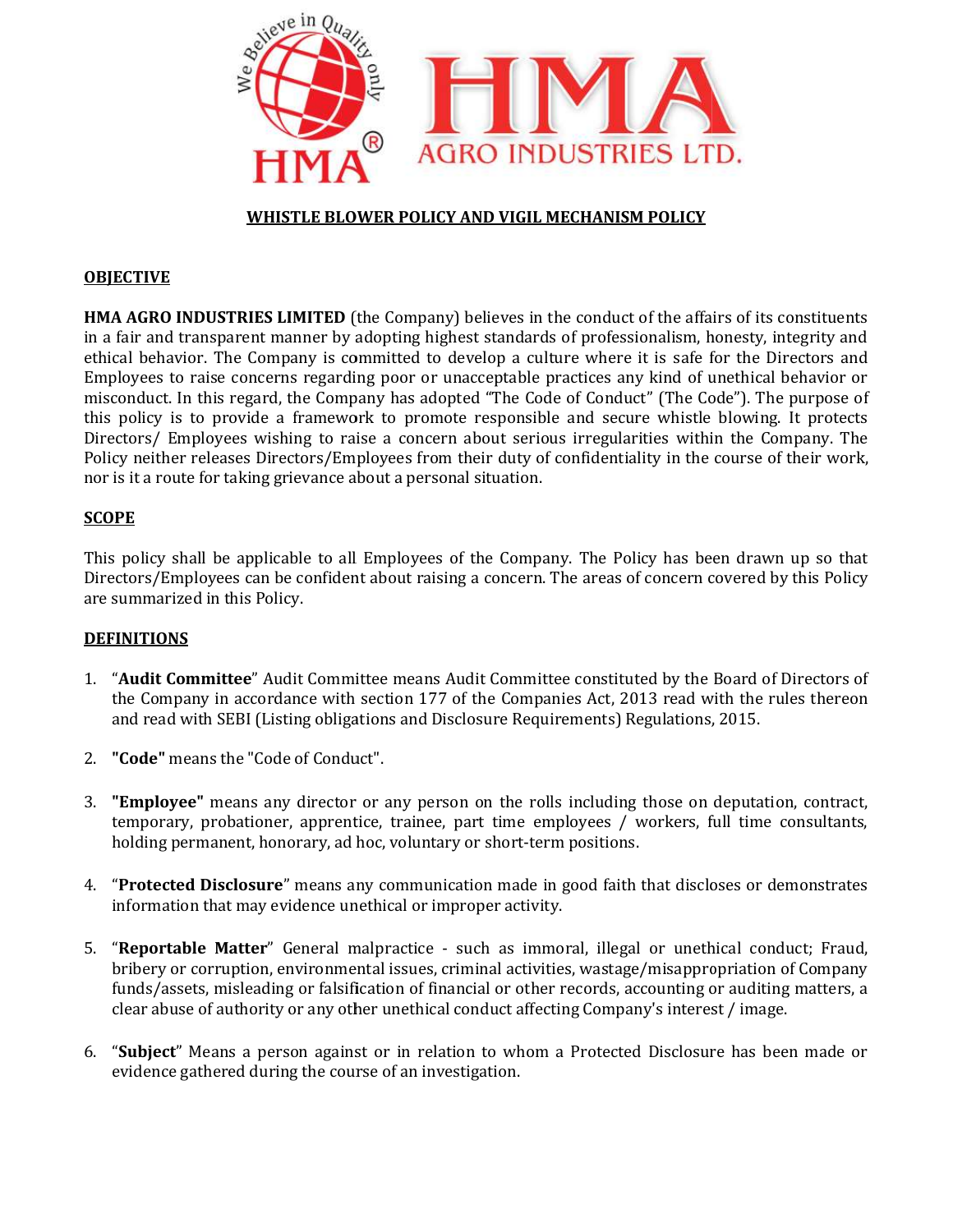# WHISTLE BLOWER POLICY AND VIGIL MECHANISM POLICY

## OBJECTIVE

**HMA AGRO INDUSTRIES LIMITED** (the Company) believes in the conduct of the affairs of its constituents in a fair and transparent manner by adopting highest standards of professionalism, honesty, integrity and ethical behavior. The Company is committed to develop a culture where it is safe for the Directors and Employees to raise concerns regarding poor or unacceptable practices any kind of unethical behavior or misconduct. In this regard, the Company has adopted "The Code of Conduct" (The Code"). The purpose of this policy is to provide a framework to promote responsible and secure whistle blowing. It protects Directors/ Employees wishing to raise a concern about serious irregularities within the Company. The Policy neither releases Directors/Employees from their duty of confidentiality in the course of their work, nor is it a route for taking grievance about a personal situation.

## SCOPE

This policy shall be applicable to all Employees of the Company. The Policy has been drawn up so that Directors/Employees can be confident about raising a concern. The areas of concern covered by this Policy are summarized in this Policy.

## DEFINITIONS

1. "**Audit Committee**" Audit Committee means Audit Committee constituted by the Board of Directors of the Company in accordance with section 177 of the Companies Act, 2013 read with the rules thereon and read with SEBI (Listing obligations and Disclosure Requirements) Regulations, 2015.

2. **"Code"** means the "Code of Conduct".

3. **"Employee"** means any director or any person on the rolls including those on deputation, contract, temporary, probationer, apprentice, trainee, part time employees / workers, full time consultants, holding permanent, honorary, ad hoc, voluntary or short-term positions.

4. "**Protected Disclosure**" means any communication made in good faith that discloses or demonstrates information that may evidence unethical or improper activity.

5. "**Reportable Matter**" General malpractice - such as immoral, illegal or unethical conduct; Fraud, bribery or corruption, environmental issues, criminal activities, wastage/misappropriation of Company funds/assets, misleading or falsification of financial or other records, accounting or auditing matters, a clear abuse of authority or any other unethical conduct affecting Company's interest / image.

6. "**Subject**" Means a person against or in relation to whom a Protected Disclosure has been made or evidence gathered during the course of an investigation.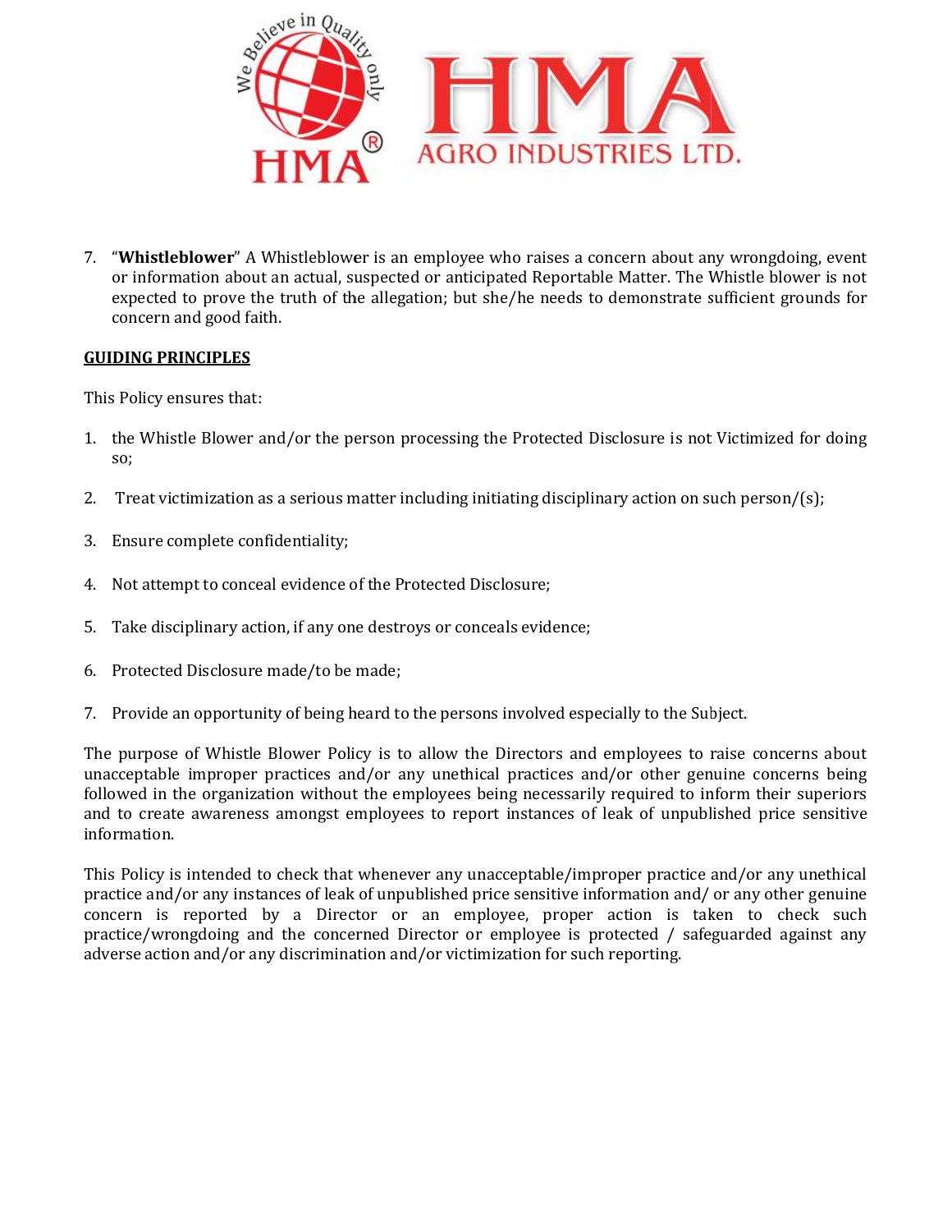7. "**Whistleblower**" A Whistleblower is an employee who raises a concern about any wrongdoing, event or information about an actual, suspected or anticipated Reportable Matter. The Whistle blower is not expected to prove the truth of the allegation; but she/he needs to demonstrate sufficient grounds for concern and good faith.

**GUIDING PRINCIPLES**

This Policy ensures that:

1. the Whistle Blower and/or the person processing the Protected Disclosure is not Victimized for doing so;
2. Treat victimization as a serious matter including initiating disciplinary action on such person/(s);
3. Ensure complete confidentiality;
4. Not attempt to conceal evidence of the Protected Disclosure;
5. Take disciplinary action, if any one destroys or conceals evidence;
6. Protected Disclosure made/to be made;
7. Provide an opportunity of being heard to the persons involved especially to the Subject.

The purpose of Whistle Blower Policy is to allow the Directors and employees to raise concerns about unacceptable improper practices and/or any unethical practices and/or other genuine concerns being followed in the organization without the employees being necessarily required to inform their superiors and to create awareness amongst employees to report instances of leak of unpublished price sensitive information.

This Policy is intended to check that whenever any unacceptable/improper practice and/or any unethical practice and/or any instances of leak of unpublished price sensitive information and/ or any other genuine concern is reported by a Director or an employee, proper action is taken to check such practice/wrongdoing and the concerned Director or employee is protected / safeguarded against any adverse action and/or any discrimination and/or victimization for such reporting.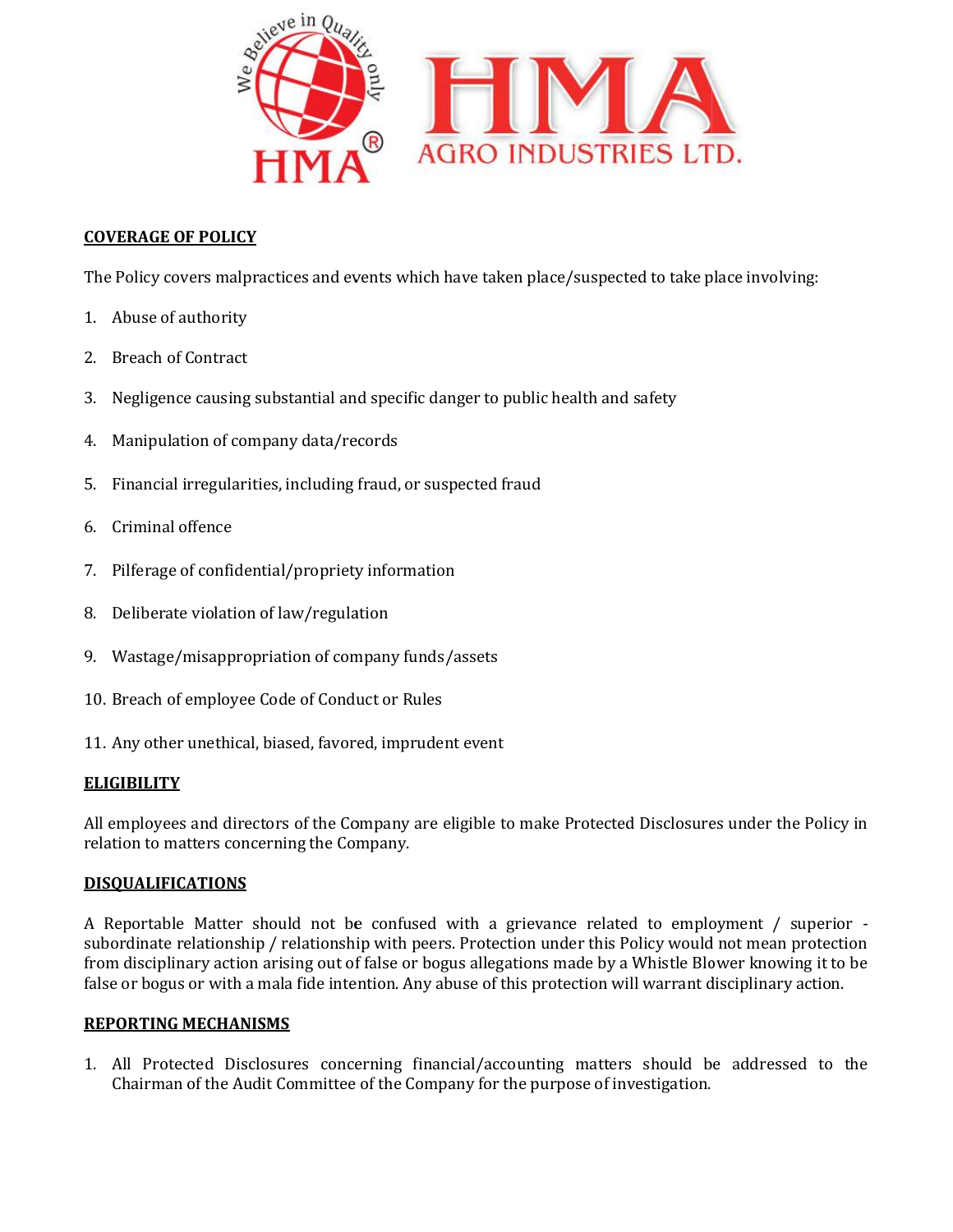## COVERAGE OF POLICY

The Policy covers malpractices and events which have taken place/suspected to take place involving:

1. Abuse of authority
2. Breach of Contract
3. Negligence causing substantial and specific danger to public health and safety
4. Manipulation of company data/records
5. Financial irregularities, including fraud, or suspected fraud
6. Criminal offence
7. Pilferage of confidential/propriety information
8. Deliberate violation of law/regulation
9. Wastage/misappropriation of company funds/assets
10. Breach of employee Code of Conduct or Rules
11. Any other unethical, biased, favored, imprudent event

## ELIGIBILITY

All employees and directors of the Company are eligible to make Protected Disclosures under the Policy in relation to matters concerning the Company.

## DISQUALIFICATIONS

A Reportable Matter should not be confused with a grievance related to employment / superior - subordinate relationship / relationship with peers. Protection under this Policy would not mean protection from disciplinary action arising out of false or bogus allegations made by a Whistle Blower knowing it to be false or bogus or with a mala fide intention. Any abuse of this protection will warrant disciplinary action.

## REPORTING MECHANISMS

1. All Protected Disclosures concerning financial/accounting matters should be addressed to the Chairman of the Audit Committee of the Company for the purpose of investigation.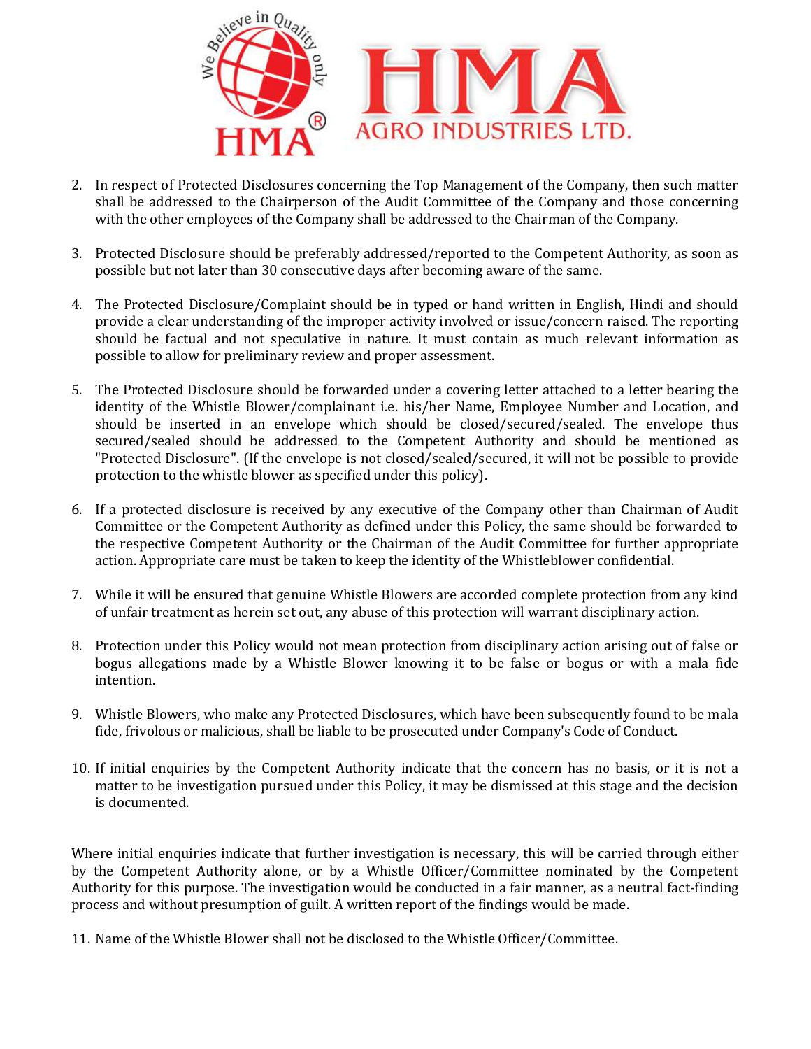2. In respect of Protected Disclosures concerning the Top Management of the Company, then such matter shall be addressed to the Chairperson of the Audit Committee of the Company and those concerning with the other employees of the Company shall be addressed to the Chairman of the Company.

3. Protected Disclosure should be preferably addressed/reported to the Competent Authority, as soon as possible but not later than 30 consecutive days after becoming aware of the same.

4. The Protected Disclosure/Complaint should be in typed or hand written in English, Hindi and should provide a clear understanding of the improper activity involved or issue/concern raised. The reporting should be factual and not speculative in nature. It must contain as much relevant information as possible to allow for preliminary review and proper assessment.

5. The Protected Disclosure should be forwarded under a covering letter attached to a letter bearing the identity of the Whistle Blower/complainant i.e. his/her Name, Employee Number and Location, and should be inserted in an envelope which should be closed/secured/sealed. The envelope thus secured/sealed should be addressed to the Competent Authority and should be mentioned as "Protected Disclosure". (If the envelope is not closed/sealed/secured, it will not be possible to provide protection to the whistle blower as specified under this policy).

6. If a protected disclosure is received by any executive of the Company other than Chairman of Audit Committee or the Competent Authority as defined under this Policy, the same should be forwarded to the respective Competent Authority or the Chairman of the Audit Committee for further appropriate action. Appropriate care must be taken to keep the identity of the Whistleblower confidential.

7. While it will be ensured that genuine Whistle Blowers are accorded complete protection from any kind of unfair treatment as herein set out, any abuse of this protection will warrant disciplinary action.

8. Protection under this Policy would not mean protection from disciplinary action arising out of false or bogus allegations made by a Whistle Blower knowing it to be false or bogus or with a mala fide intention.

9. Whistle Blowers, who make any Protected Disclosures, which have been subsequently found to be mala fide, frivolous or malicious, shall be liable to be prosecuted under Company's Code of Conduct.

10. If initial enquiries by the Competent Authority indicate that the concern has no basis, or it is not a matter to be investigation pursued under this Policy, it may be dismissed at this stage and the decision is documented.

Where initial enquiries indicate that further investigation is necessary, this will be carried through either by the Competent Authority alone, or by a Whistle Officer/Committee nominated by the Competent Authority for this purpose. The investigation would be conducted in a fair manner, as a neutral fact-finding process and without presumption of guilt. A written report of the findings would be made.

11. Name of the Whistle Blower shall not be disclosed to the Whistle Officer/Committee.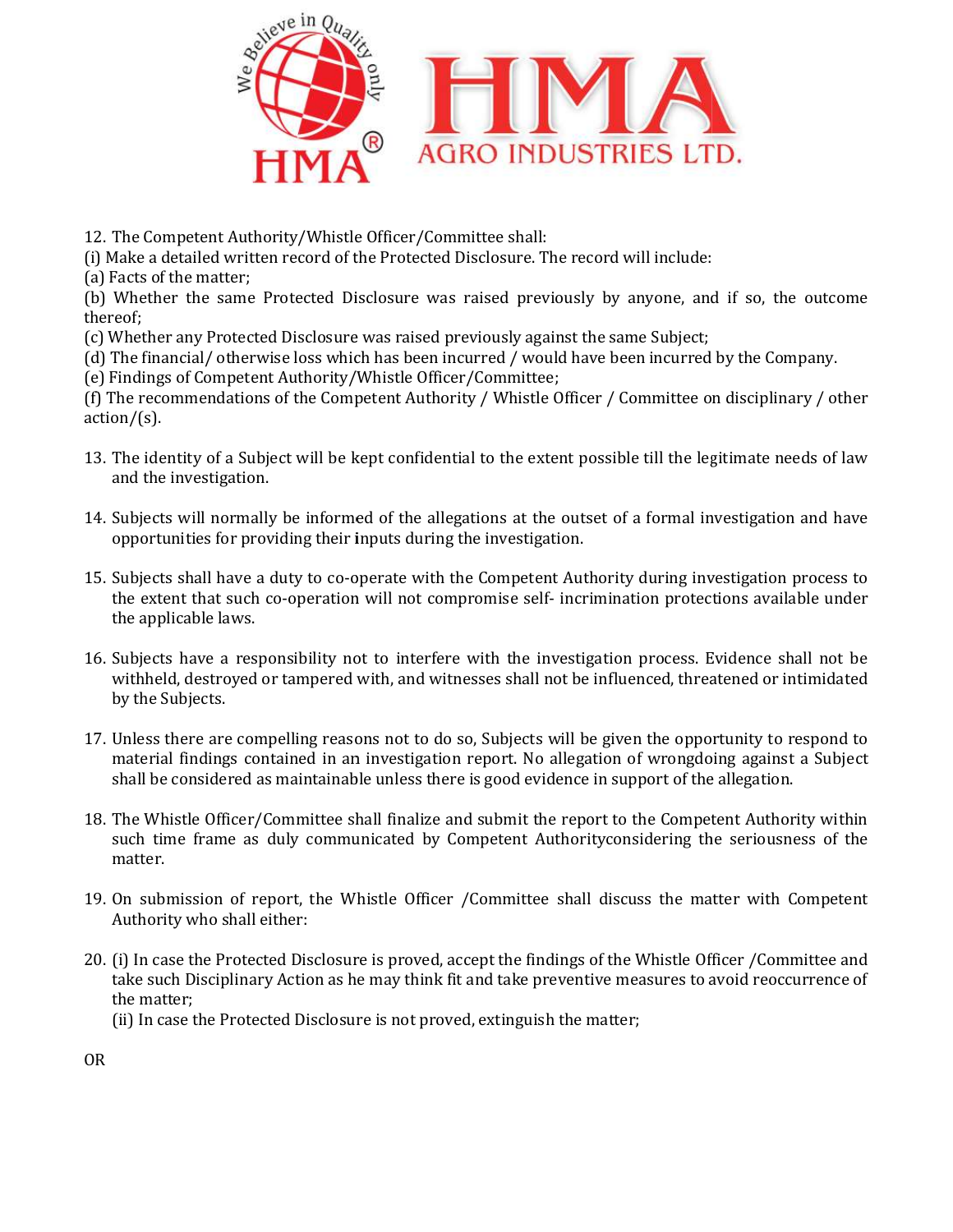12. The Competent Authority/Whistle Officer/Committee shall:

(i) Make a detailed written record of the Protected Disclosure. The record will include:

(a) Facts of the matter;

(b) Whether the same Protected Disclosure was raised previously by anyone, and if so, the outcome thereof;

(c) Whether any Protected Disclosure was raised previously against the same Subject;

(d) The financial/ otherwise loss which has been incurred / would have been incurred by the Company.

(e) Findings of Competent Authority/Whistle Officer/Committee;

(f) The recommendations of the Competent Authority / Whistle Officer / Committee on disciplinary / other action/(s).

13. The identity of a Subject will be kept confidential to the extent possible till the legitimate needs of law and the investigation.

14. Subjects will normally be informed of the allegations at the outset of a formal investigation and have opportunities for providing their inputs during the investigation.

15. Subjects shall have a duty to co-operate with the Competent Authority during investigation process to the extent that such co-operation will not compromise self- incrimination protections available under the applicable laws.

16. Subjects have a responsibility not to interfere with the investigation process. Evidence shall not be withheld, destroyed or tampered with, and witnesses shall not be influenced, threatened or intimidated by the Subjects.

17. Unless there are compelling reasons not to do so, Subjects will be given the opportunity to respond to material findings contained in an investigation report. No allegation of wrongdoing against a Subject shall be considered as maintainable unless there is good evidence in support of the allegation.

18. The Whistle Officer/Committee shall finalize and submit the report to the Competent Authority within such time frame as duly communicated by Competent Authorityconsidering the seriousness of the matter.

19. On submission of report, the Whistle Officer /Committee shall discuss the matter with Competent Authority who shall either:

20. (i) In case the Protected Disclosure is proved, accept the findings of the Whistle Officer /Committee and take such Disciplinary Action as he may think fit and take preventive measures to avoid reoccurrence of the matter;

    (ii) In case the Protected Disclosure is not proved, extinguish the matter;

OR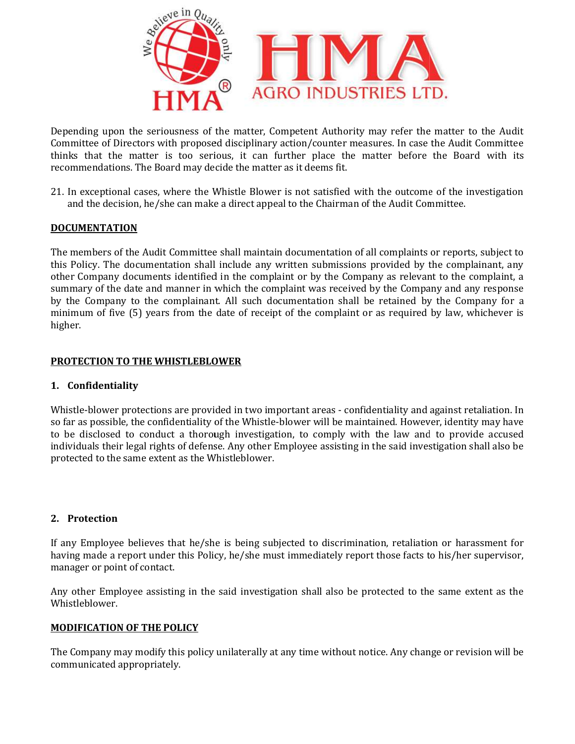Depending upon the seriousness of the matter, Competent Authority may refer the matter to the Audit Committee of Directors with proposed disciplinary action/counter measures. In case the Audit Committee thinks that the matter is too serious, it can further place the matter before the Board with its recommendations. The Board may decide the matter as it deems fit.

21. In exceptional cases, where the Whistle Blower is not satisfied with the outcome of the investigation and the decision, he/she can make a direct appeal to the Chairman of the Audit Committee.

**DOCUMENTATION**

The members of the Audit Committee shall maintain documentation of all complaints or reports, subject to this Policy. The documentation shall include any written submissions provided by the complainant, any other Company documents identified in the complaint or by the Company as relevant to the complaint, a summary of the date and manner in which the complaint was received by the Company and any response by the Company to the complainant. All such documentation shall be retained by the Company for a minimum of five (5) years from the date of receipt of the complaint or as required by law, whichever is higher.

**PROTECTION TO THE WHISTLEBLOWER**

**1. Confidentiality**

Whistle-blower protections are provided in two important areas - confidentiality and against retaliation. In so far as possible, the confidentiality of the Whistle-blower will be maintained. However, identity may have to be disclosed to conduct a thorough investigation, to comply with the law and to provide accused individuals their legal rights of defense. Any other Employee assisting in the said investigation shall also be protected to the same extent as the Whistleblower.

**2. Protection**

If any Employee believes that he/she is being subjected to discrimination, retaliation or harassment for having made a report under this Policy, he/she must immediately report those facts to his/her supervisor, manager or point of contact.

Any other Employee assisting in the said investigation shall also be protected to the same extent as the Whistleblower.

**MODIFICATION OF THE POLICY**

The Company may modify this policy unilaterally at any time without notice. Any change or revision will be communicated appropriately.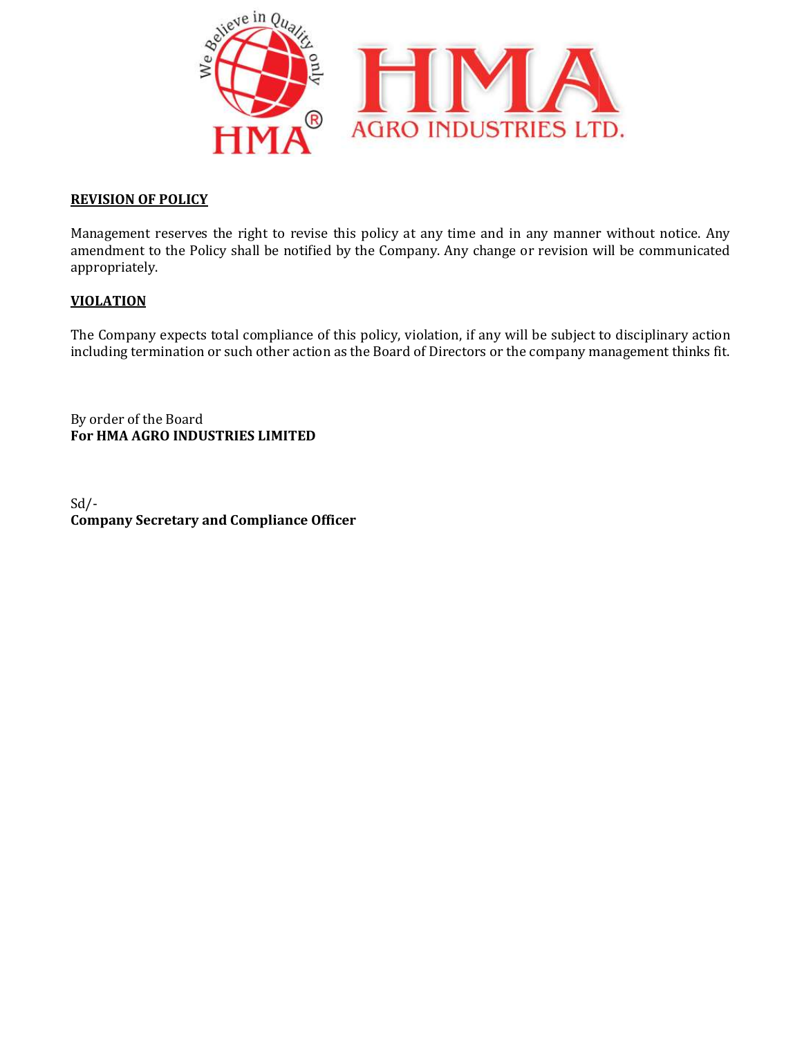**REVISION OF POLICY**

Management reserves the right to revise this policy at any time and in any manner without notice. Any amendment to the Policy shall be notified by the Company. Any change or revision will be communicated appropriately.

**VIOLATION**

The Company expects total compliance of this policy, violation, if any will be subject to disciplinary action including termination or such other action as the Board of Directors or the company management thinks fit.

By order of the Board
**For HMA AGRO INDUSTRIES LIMITED**

Sd/-
**Company Secretary and Compliance Officer**